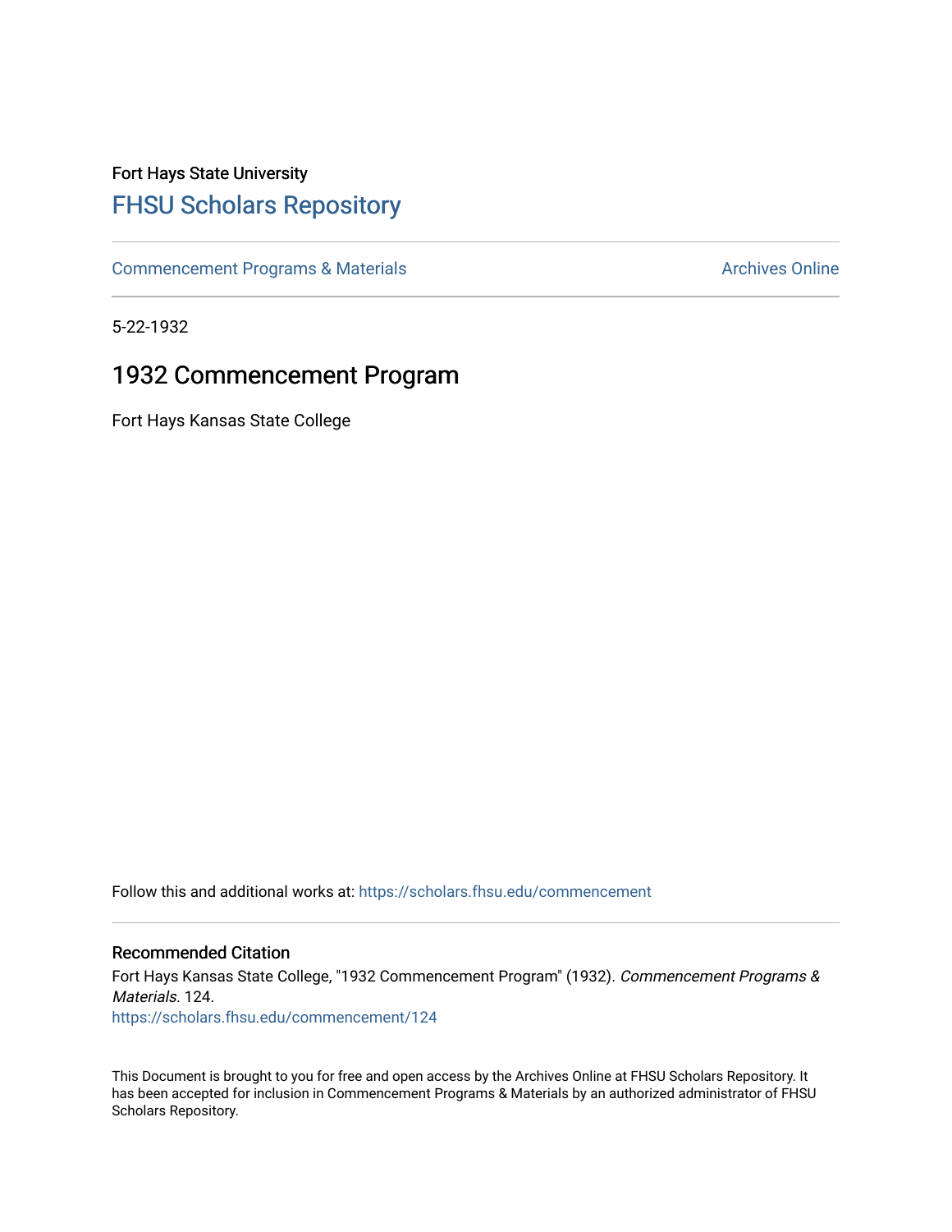Fort Hays State University

# FHSU Scholars Repository

Commencement Programs & Materials | Archives Online

5-22-1932

## 1932 Commencement Program

Fort Hays Kansas State College

Follow this and additional works at: https://scholars.fhsu.edu/commencement

### Recommended Citation

Fort Hays Kansas State College, "1932 Commencement Program" (1932). *Commencement Programs & Materials*. 124.
https://scholars.fhsu.edu/commencement/124

This Document is brought to you for free and open access by the Archives Online at FHSU Scholars Repository. It has been accepted for inclusion in Commencement Programs & Materials by an authorized administrator of FHSU Scholars Repository.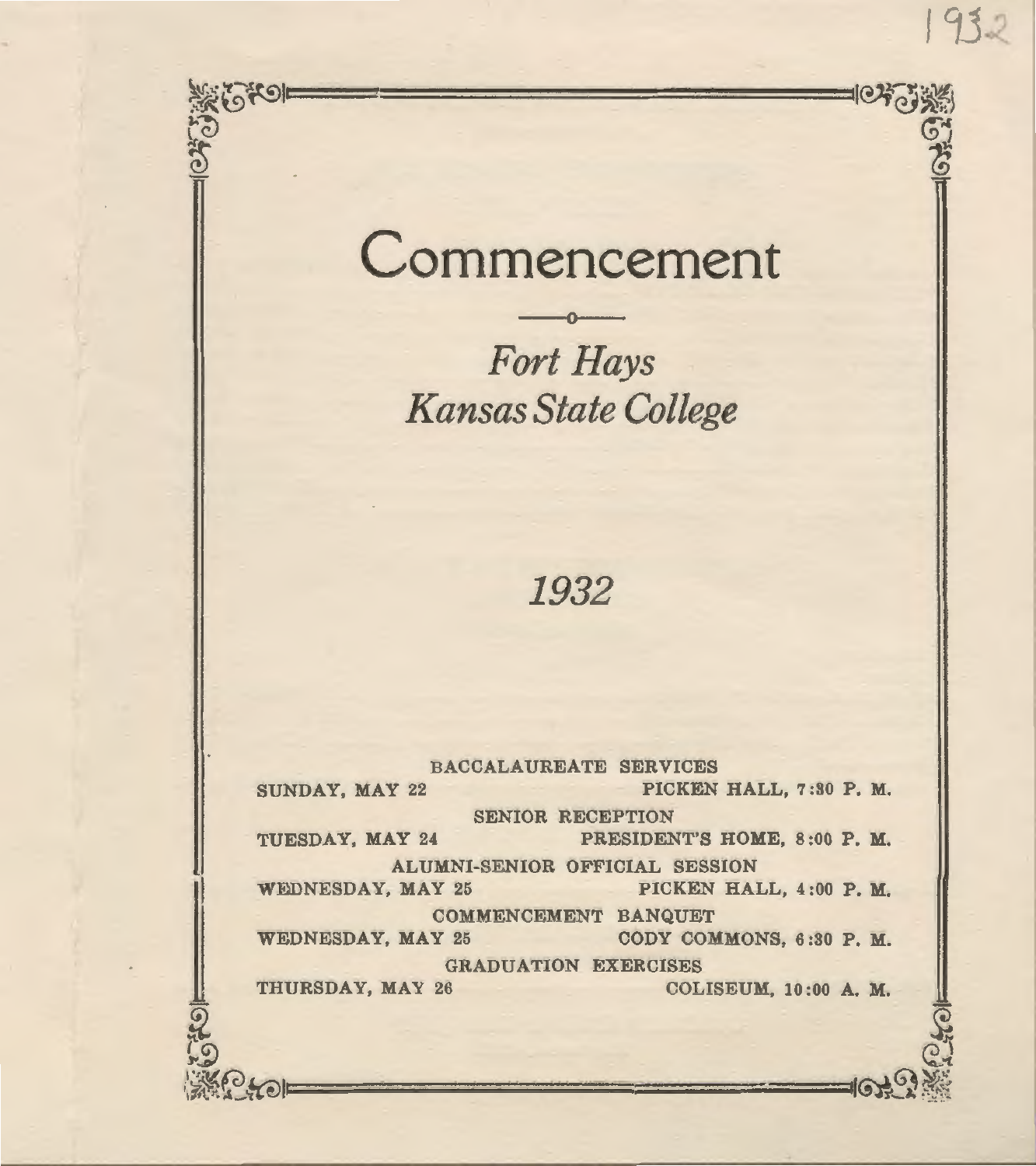# Commencement

*Fort Hays*
*Kansas State College*

*1932*

BACCALAUREATE SERVICES
SUNDAY, MAY 22 — PICKEN HALL, 7:30 P. M.

SENIOR RECEPTION
TUESDAY, MAY 24 — PRESIDENT'S HOME, 8:00 P. M.

ALUMNI-SENIOR OFFICIAL SESSION
WEDNESDAY, MAY 25 — PICKEN HALL, 4:00 P. M.

COMMENCEMENT BANQUET
WEDNESDAY, MAY 25 — CODY COMMONS, 6:30 P. M.

GRADUATION EXERCISES
THURSDAY, MAY 26 — COLISEUM, 10:00 A. M.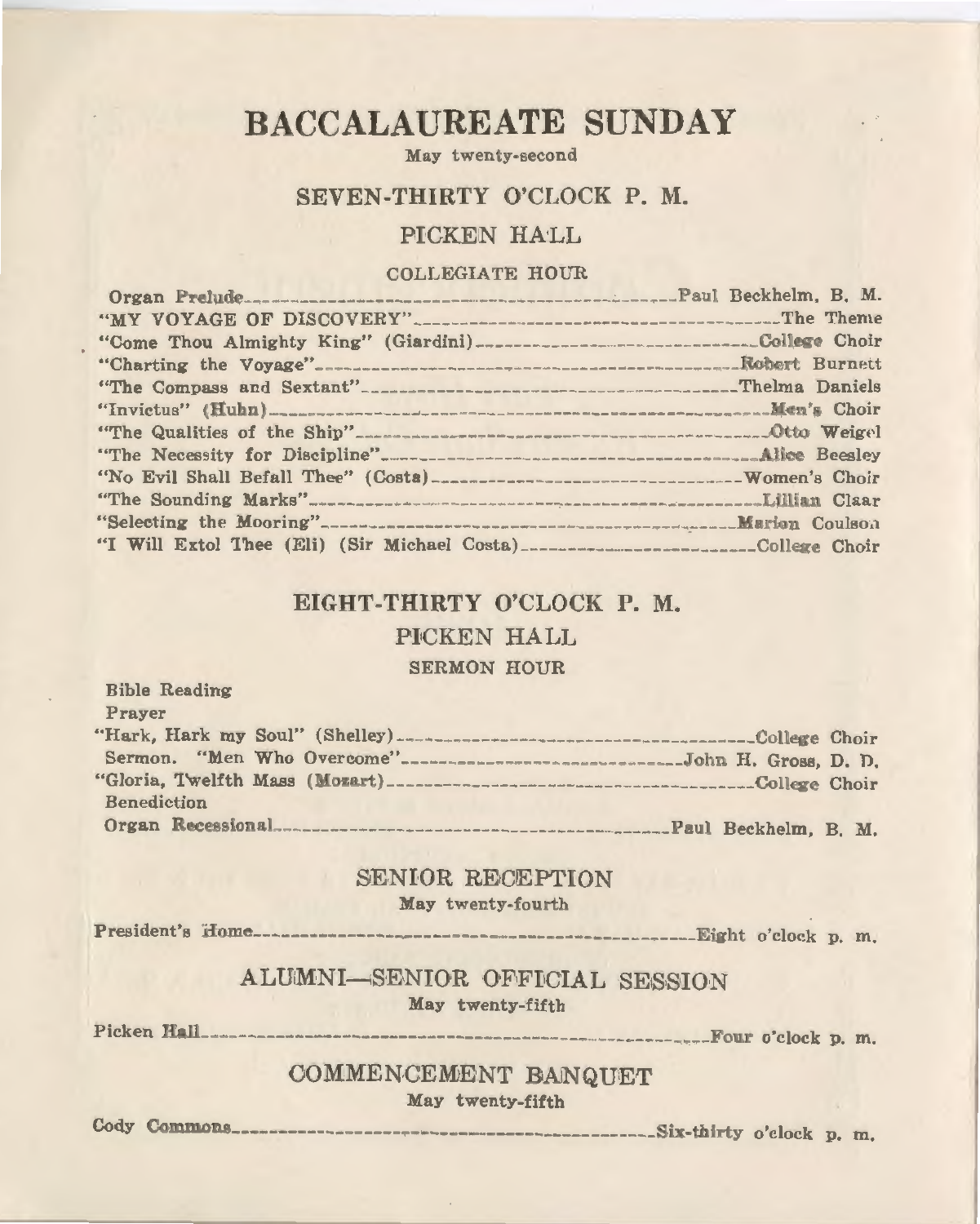# BACCALAUREATE SUNDAY

May twenty-second

## SEVEN-THIRTY O'CLOCK P. M.

## PICKEN HALL

### COLLEGIATE HOUR

| | |
|---|---|
| Organ Prelude | Paul Beckhelm, B. M. |
| "MY VOYAGE OF DISCOVERY" | The Theme |
| "Come Thou Almighty King" (Giardini) | College Choir |
| "Charting the Voyage" | Robert Burnett |
| "The Compass and Sextant" | Thelma Daniels |
| "Invictus" (Huhn) | Men's Choir |
| "The Qualities of the Ship" | Otto Weigel |
| "The Necessity for Discipline" | Alice Beesley |
| "No Evil Shall Befall Thee" (Costa) | Women's Choir |
| "The Sounding Marks" | Lillian Claar |
| "Selecting the Mooring" | Marion Coulson |
| "I Will Extol Thee (Eli) (Sir Michael Costa) | College Choir |

## EIGHT-THIRTY O'CLOCK P. M.

## PICKEN HALL

### SERMON HOUR

| | |
|---|---|
| Bible Reading | |
| Prayer | |
| "Hark, Hark my Soul" (Shelley) | College Choir |
| Sermon. "Men Who Overcome" | John H. Gross, D. D. |
| "Gloria, Twelfth Mass (Mozart) | College Choir |
| Benediction | |
| Organ Recessional | Paul Beckhelm, B. M. |

## SENIOR RECEPTION

May twenty-fourth

President's Home — Eight o'clock p. m.

## ALUMNI—SENIOR OFFICIAL SESSION

May twenty-fifth

Picken Hall — Four o'clock p. m.

## COMMENCEMENT BANQUET

May twenty-fifth

Cody Commons — Six-thirty o'clock p. m.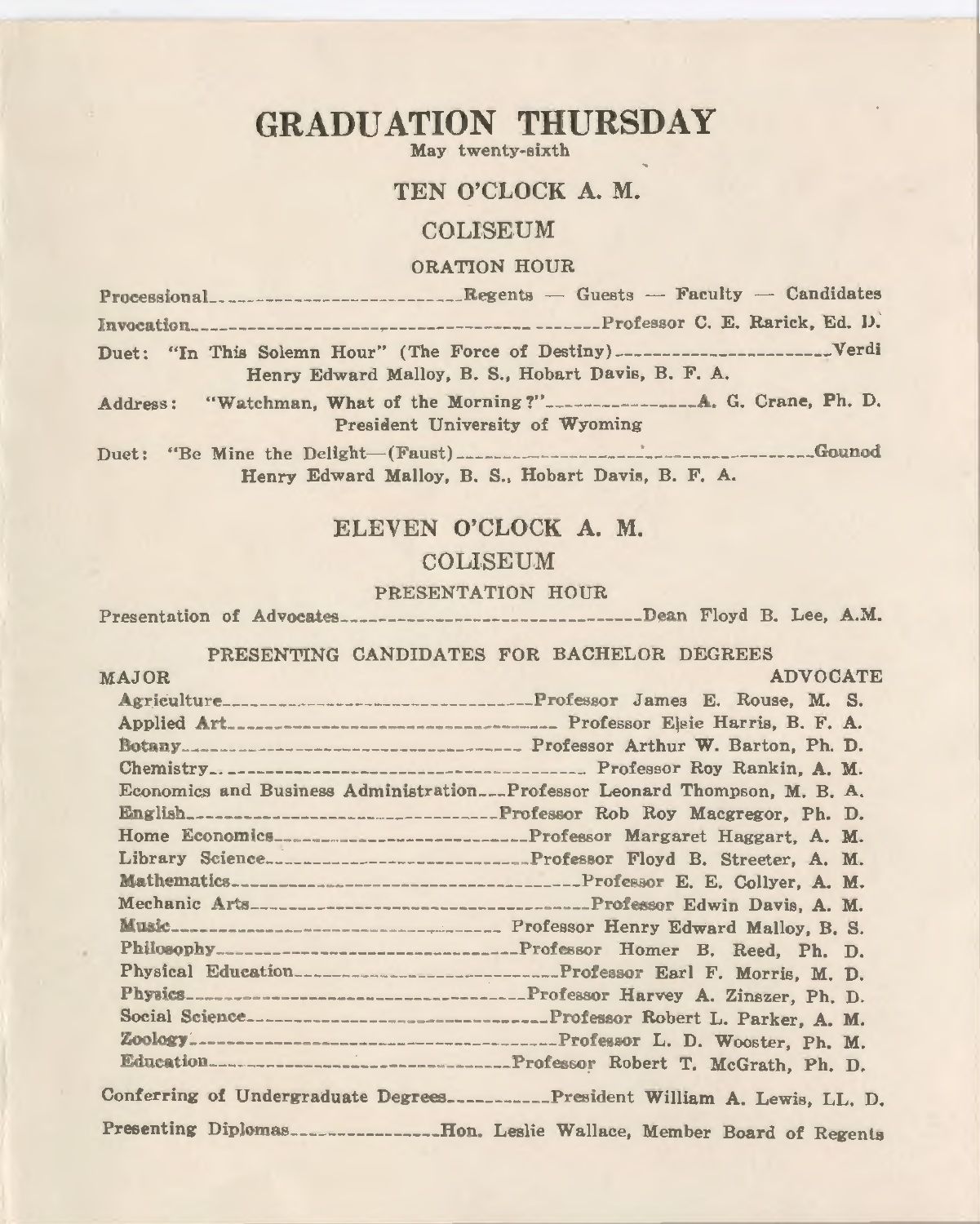# GRADUATION THURSDAY

May twenty-sixth

## TEN O'CLOCK A. M.

## COLISEUM

### ORATION HOUR

Processional — Regents — Guests — Faculty — Candidates

Invocation — Professor C. E. Rarick, Ed. D.

Duet: "In This Solemn Hour" (The Force of Destiny) — Verdi
Henry Edward Malloy, B. S., Hobart Davis, B. F. A.

Address: "Watchman, What of the Morning?" — A. G. Crane, Ph. D.
President University of Wyoming

Duet: "Be Mine the Delight—(Faust) — Gounod
Henry Edward Malloy, B. S., Hobart Davis, B. F. A.

## ELEVEN O'CLOCK A. M.

## COLISEUM

### PRESENTATION HOUR

Presentation of Advocates — Dean Floyd B. Lee, A.M.

### PRESENTING CANDIDATES FOR BACHELOR DEGREES

| MAJOR | ADVOCATE |
|---|---|
| Agriculture | Professor James E. Rouse, M. S. |
| Applied Art | Professor Elsie Harris, B. F. A. |
| Botany | Professor Arthur W. Barton, Ph. D. |
| Chemistry | Professor Roy Rankin, A. M. |
| Economics and Business Administration | Professor Leonard Thompson, M. B. A. |
| English | Professor Rob Roy Macgregor, Ph. D. |
| Home Economics | Professor Margaret Haggart, A. M. |
| Library Science | Professor Floyd B. Streeter, A. M. |
| Mathematics | Professor E. E. Collyer, A. M. |
| Mechanic Arts | Professor Edwin Davis, A. M. |
| Music | Professor Henry Edward Malloy, B. S. |
| Philosophy | Professor Homer B. Reed, Ph. D. |
| Physical Education | Professor Earl F. Morris, M. D. |
| Physics | Professor Harvey A. Zinszer, Ph. D. |
| Social Science | Professor Robert L. Parker, A. M. |
| Zoology | Professor L. D. Wooster, Ph. M. |
| Education | Professor Robert T. McGrath, Ph. D. |

Conferring of Undergraduate Degrees — President William A. Lewis, LL. D.

Presenting Diplomas — Hon. Leslie Wallace, Member Board of Regents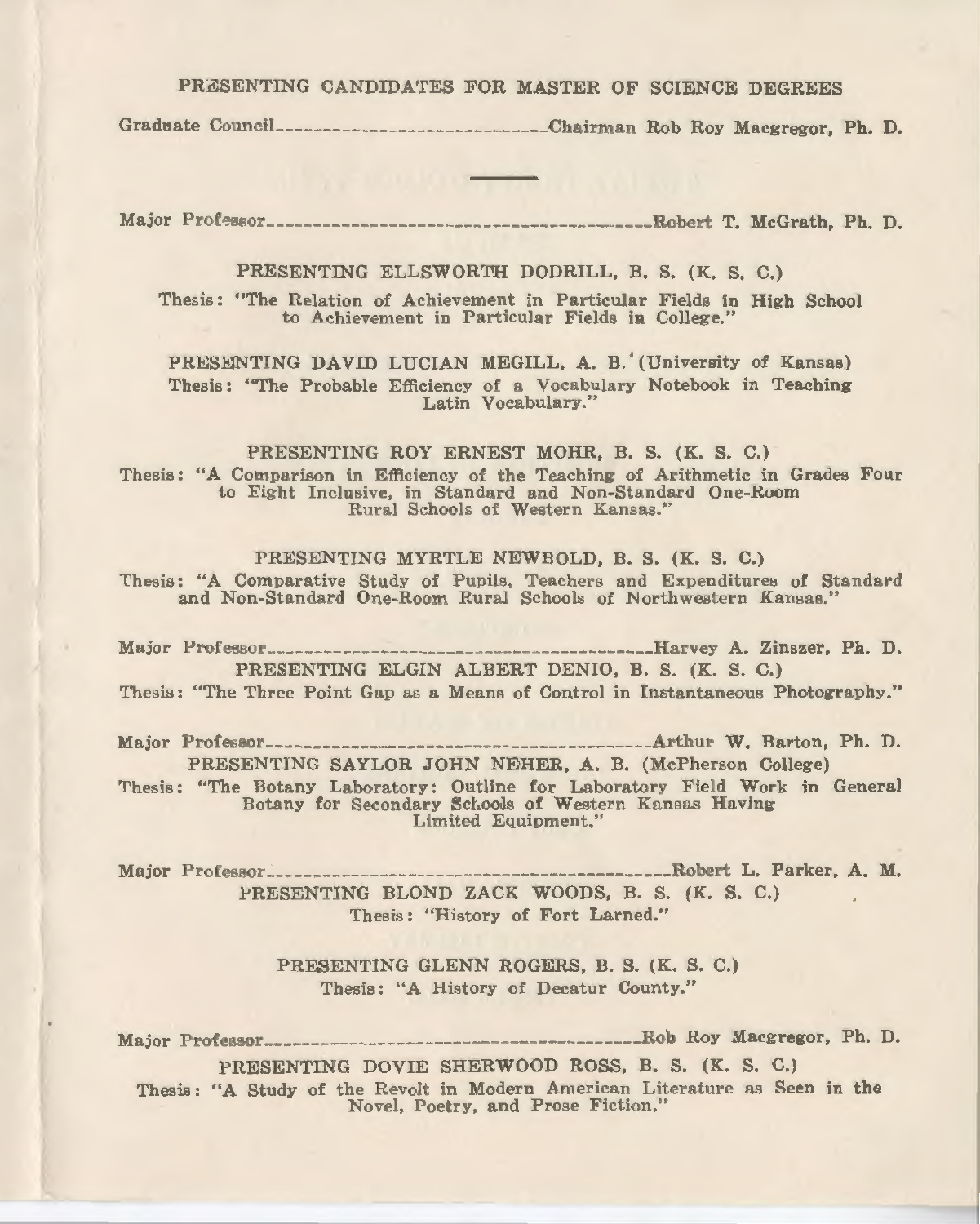## PRESENTING CANDIDATES FOR MASTER OF SCIENCE DEGREES

Graduate Council------------------------------Chairman Rob Roy Macgregor, Ph. D.

---

Major Professor------------------------------------------Robert T. McGrath, Ph. D.

PRESENTING ELLSWORTH DODRILL, B. S. (K. S. C.)

Thesis: "The Relation of Achievement in Particular Fields in High School to Achievement in Particular Fields in College."

PRESENTING DAVID LUCIAN MEGILL, A. B. (University of Kansas)

Thesis: "The Probable Efficiency of a Vocabulary Notebook in Teaching Latin Vocabulary."

PRESENTING ROY ERNEST MOHR, B. S. (K. S. C.)

Thesis: "A Comparison in Efficiency of the Teaching of Arithmetic in Grades Four to Eight Inclusive, in Standard and Non-Standard One-Room Rural Schools of Western Kansas."

PRESENTING MYRTLE NEWBOLD, B. S. (K. S. C.)

Thesis: "A Comparative Study of Pupils, Teachers and Expenditures of Standard and Non-Standard One-Room Rural Schools of Northwestern Kansas."

Major Professor------------------------------------------Harvey A. Zinszer, Ph. D.

PRESENTING ELGIN ALBERT DENIO, B. S. (K. S. C.)

Thesis: "The Three Point Gap as a Means of Control in Instantaneous Photography."

Major Professor------------------------------------------Arthur W. Barton, Ph. D.

PRESENTING SAYLOR JOHN NEHER, A. B. (McPherson College)

Thesis: "The Botany Laboratory: Outline for Laboratory Field Work in General Botany for Secondary Schools of Western Kansas Having Limited Equipment."

Major Professor------------------------------------------Robert L. Parker, A. M.

PRESENTING BLOND ZACK WOODS, B. S. (K. S. C.)

Thesis: "History of Fort Larned."

PRESENTING GLENN ROGERS, B. S. (K. S. C.)

Thesis: "A History of Decatur County."

Major Professor------------------------------------------Rob Roy Macgregor, Ph. D.

PRESENTING DOVIE SHERWOOD ROSS, B. S. (K. S. C.)

Thesis: "A Study of the Revolt in Modern American Literature as Seen in the Novel, Poetry, and Prose Fiction."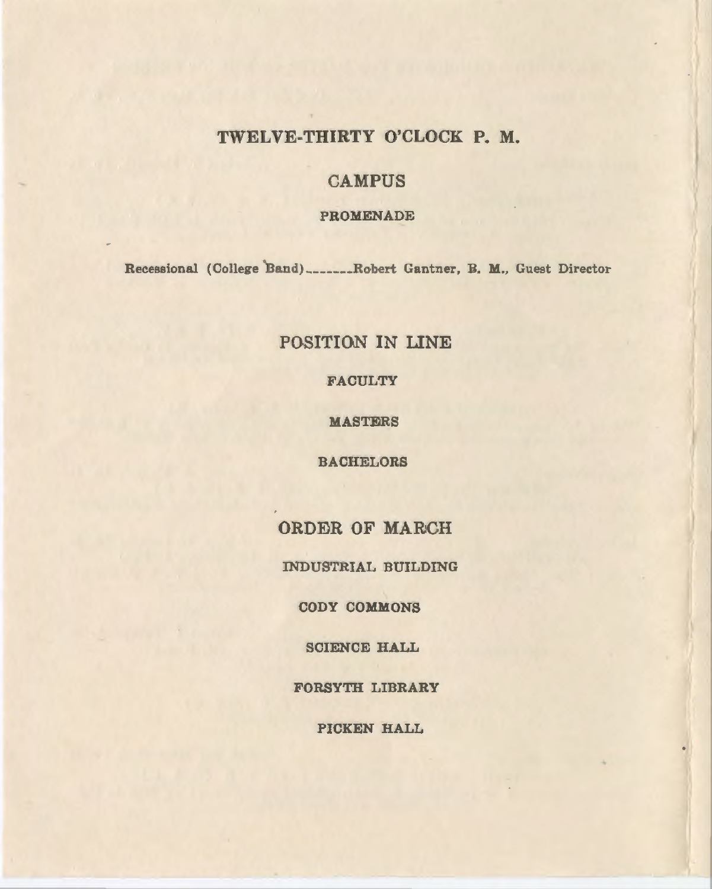## TWELVE-THIRTY O'CLOCK P. M.

### CAMPUS

**PROMENADE**

Recessional (College Band)........Robert Gantner, B. M., Guest Director

### POSITION IN LINE

FACULTY

MASTERS

BACHELORS

### ORDER OF MARCH

INDUSTRIAL BUILDING

CODY COMMONS

SCIENCE HALL

FORSYTH LIBRARY

PICKEN HALL